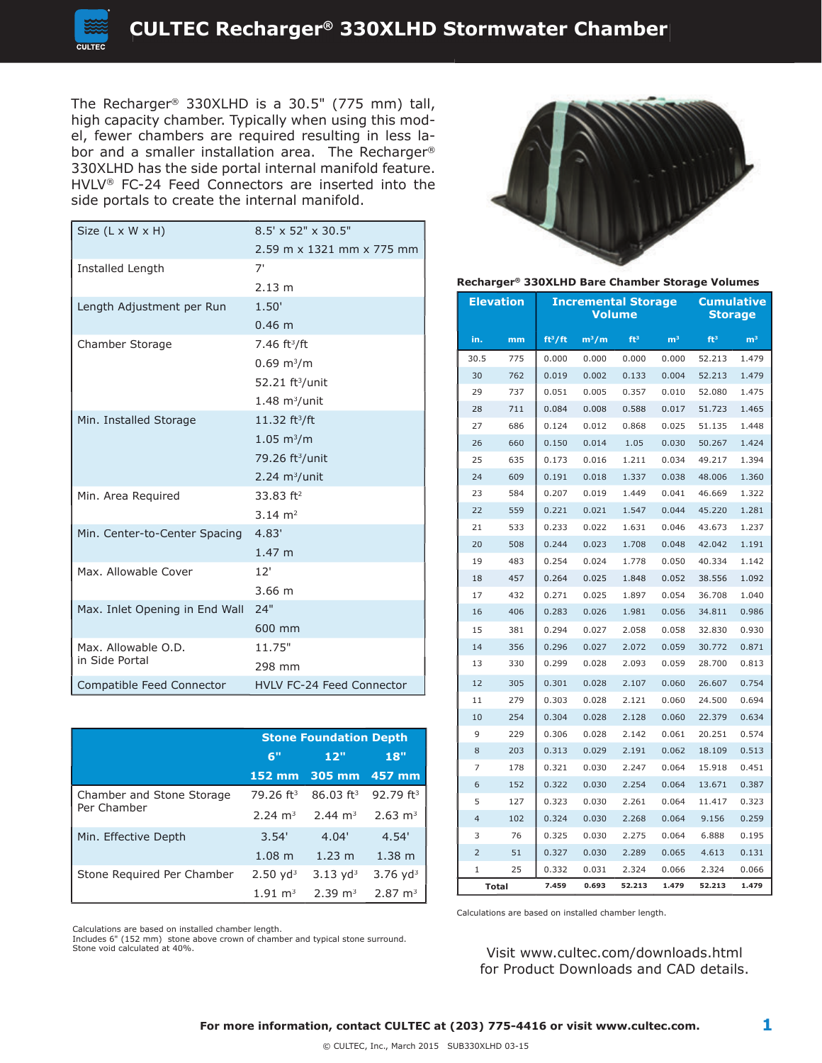# CULTEC Recharger® 330XLHD Stormwater Chamber

The Recharger® 330XLHD is a 30.5" (775 mm) tall, high capacity chamber. Typically when using this model, fewer chambers are required resulting in less labor and a smaller installation area. The Recharger® 330XLHD has the side portal internal manifold feature. HVLV® FC-24 Feed Connectors are inserted into the side portals to create the internal manifold.

| | |
|---|---|
| Size (L x W x H) | 8.5' x 52" x 30.5" |
| | 2.59 m x 1321 mm x 775 mm |
| Installed Length | 7' |
| | 2.13 m |
| Length Adjustment per Run | 1.50' |
| | 0.46 m |
| Chamber Storage | 7.46 ft³/ft |
| | 0.69 m³/m |
| | 52.21 ft³/unit |
| | 1.48 m³/unit |
| Min. Installed Storage | 11.32 ft³/ft |
| | 1.05 m³/m |
| | 79.26 ft³/unit |
| | 2.24 m³/unit |
| Min. Area Required | 33.83 ft² |
| | 3.14 m² |
| Min. Center-to-Center Spacing | 4.83' |
| | 1.47 m |
| Max. Allowable Cover | 12' |
| | 3.66 m |
| Max. Inlet Opening in End Wall | 24" |
| | 600 mm |
| Max. Allowable O.D. in Side Portal | 11.75" |
| | 298 mm |
| Compatible Feed Connector | HVLV FC-24 Feed Connector |

| | Stone Foundation Depth | | |
|---|---|---|---|
| | 6" | 12" | 18" |
| | 152 mm | 305 mm | 457 mm |
| Chamber and Stone Storage Per Chamber | 79.26 ft³ | 86.03 ft³ | 92.79 ft³ |
| | 2.24 m³ | 2.44 m³ | 2.63 m³ |
| Min. Effective Depth | 3.54' | 4.04' | 4.54' |
| | 1.08 m | 1.23 m | 1.38 m |
| Stone Required Per Chamber | 2.50 yd³ | 3.13 yd³ | 3.76 yd³ |
| | 1.91 m³ | 2.39 m³ | 2.87 m³ |

Calculations are based on installed chamber length.
Includes 6" (152 mm) stone above crown of chamber and typical stone surround.
Stone void calculated at 40%.

**Recharger® 330XLHD Bare Chamber Storage Volumes**

| Elevation | | Incremental Storage Volume | | | | Cumulative Storage | |
|---|---|---|---|---|---|---|---|
| in. | mm | ft³/ft | m³/m | ft³ | m³ | ft³ | m³ |
| 30.5 | 775 | 0.000 | 0.000 | 0.000 | 0.000 | 52.213 | 1.479 |
| 30 | 762 | 0.019 | 0.002 | 0.133 | 0.004 | 52.213 | 1.479 |
| 29 | 737 | 0.051 | 0.005 | 0.357 | 0.010 | 52.080 | 1.475 |
| 28 | 711 | 0.084 | 0.008 | 0.588 | 0.017 | 51.723 | 1.465 |
| 27 | 686 | 0.124 | 0.012 | 0.868 | 0.025 | 51.135 | 1.448 |
| 26 | 660 | 0.150 | 0.014 | 1.05 | 0.030 | 50.267 | 1.424 |
| 25 | 635 | 0.173 | 0.016 | 1.211 | 0.034 | 49.217 | 1.394 |
| 24 | 609 | 0.191 | 0.018 | 1.337 | 0.038 | 48.006 | 1.360 |
| 23 | 584 | 0.207 | 0.019 | 1.449 | 0.041 | 46.669 | 1.322 |
| 22 | 559 | 0.221 | 0.021 | 1.547 | 0.044 | 45.220 | 1.281 |
| 21 | 533 | 0.233 | 0.022 | 1.631 | 0.046 | 43.673 | 1.237 |
| 20 | 508 | 0.244 | 0.023 | 1.708 | 0.048 | 42.042 | 1.191 |
| 19 | 483 | 0.254 | 0.024 | 1.778 | 0.050 | 40.334 | 1.142 |
| 18 | 457 | 0.264 | 0.025 | 1.848 | 0.052 | 38.556 | 1.092 |
| 17 | 432 | 0.271 | 0.025 | 1.897 | 0.054 | 36.708 | 1.040 |
| 16 | 406 | 0.283 | 0.026 | 1.981 | 0.056 | 34.811 | 0.986 |
| 15 | 381 | 0.294 | 0.027 | 2.058 | 0.058 | 32.830 | 0.930 |
| 14 | 356 | 0.296 | 0.027 | 2.072 | 0.059 | 30.772 | 0.871 |
| 13 | 330 | 0.299 | 0.028 | 2.093 | 0.059 | 28.700 | 0.813 |
| 12 | 305 | 0.301 | 0.028 | 2.107 | 0.060 | 26.607 | 0.754 |
| 11 | 279 | 0.303 | 0.028 | 2.121 | 0.060 | 24.500 | 0.694 |
| 10 | 254 | 0.304 | 0.028 | 2.128 | 0.060 | 22.379 | 0.634 |
| 9 | 229 | 0.306 | 0.028 | 2.142 | 0.061 | 20.251 | 0.574 |
| 8 | 203 | 0.313 | 0.029 | 2.191 | 0.062 | 18.109 | 0.513 |
| 7 | 178 | 0.321 | 0.030 | 2.247 | 0.064 | 15.918 | 0.451 |
| 6 | 152 | 0.322 | 0.030 | 2.254 | 0.064 | 13.671 | 0.387 |
| 5 | 127 | 0.323 | 0.030 | 2.261 | 0.064 | 11.417 | 0.323 |
| 4 | 102 | 0.324 | 0.030 | 2.268 | 0.064 | 9.156 | 0.259 |
| 3 | 76 | 0.325 | 0.030 | 2.275 | 0.064 | 6.888 | 0.195 |
| 2 | 51 | 0.327 | 0.030 | 2.289 | 0.065 | 4.613 | 0.131 |
| 1 | 25 | 0.332 | 0.031 | 2.324 | 0.066 | 2.324 | 0.066 |
| **Total** | | **7.459** | **0.693** | **52.213** | **1.479** | **52.213** | **1.479** |

Calculations are based on installed chamber length.

Visit www.cultec.com/downloads.html for Product Downloads and CAD details.

**For more information, contact CULTEC at (203) 775-4416 or visit www.cultec.com.**

© CULTEC, Inc., March 2015 SUB330XLHD 03-15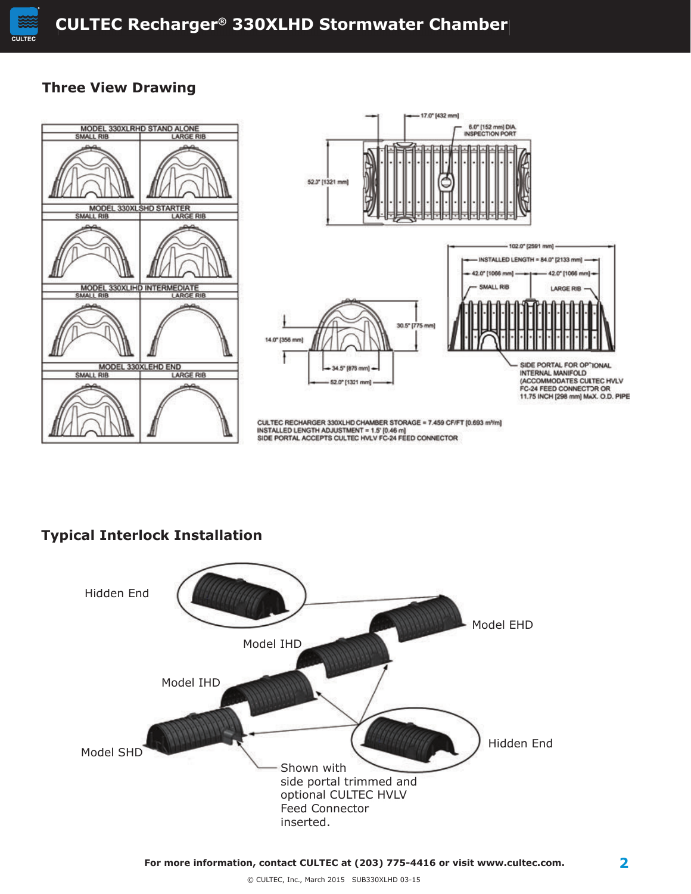## Three View Drawing

MODEL 330XLRHD STAND ALONE

SMALL RIB | LARGE RIB

MODEL 330XLSHD STARTER

SMALL RIB | LARGE RIB

MODEL 330XLIHD INTERMEDIATE

SMALL RIB | LARGE RIB

MODEL 330XLEHD END

SMALL RIB | LARGE RIB

17.0" [432 mm]

6.0" [152 mm] DIA. INSPECTION PORT

52.3" [1321 mm]

102.0" [2591 mm]

INSTALLED LENGTH = 84.0" [2133 mm]

42.0" [1066 mm]

42.0" [1066 mm]

SMALL RIB

LARGE RIB

30.5" [775 mm]

14.0" [356 mm]

34.5" [876 mm]

52.0" [1321 mm]

SIDE PORTAL FOR OPTIONAL INTERNAL MANIFOLD (ACCOMMODATES CULTEC HVLV FC-24 FEED CONNECTOR OR 11.75 INCH [298 mm] MAX. O.D. PIPE

CULTEC RECHARGER 330XLHD CHAMBER STORAGE = 7.459 CF/FT [0.693 m³/m]
INSTALLED LENGTH ADJUSTMENT = 1.5' [0.46 m]
SIDE PORTAL ACCEPTS CULTEC HVLV FC-24 FEED CONNECTOR

## Typical Interlock Installation

Hidden End

Model EHD

Model IHD

Model IHD

Model SHD

Hidden End

Shown with side portal trimmed and optional CULTEC HVLV Feed Connector inserted.

**For more information, contact CULTEC at (203) 775-4416 or visit www.cultec.com.**

© CULTEC, Inc., March 2015 SUB330XLHD 03-15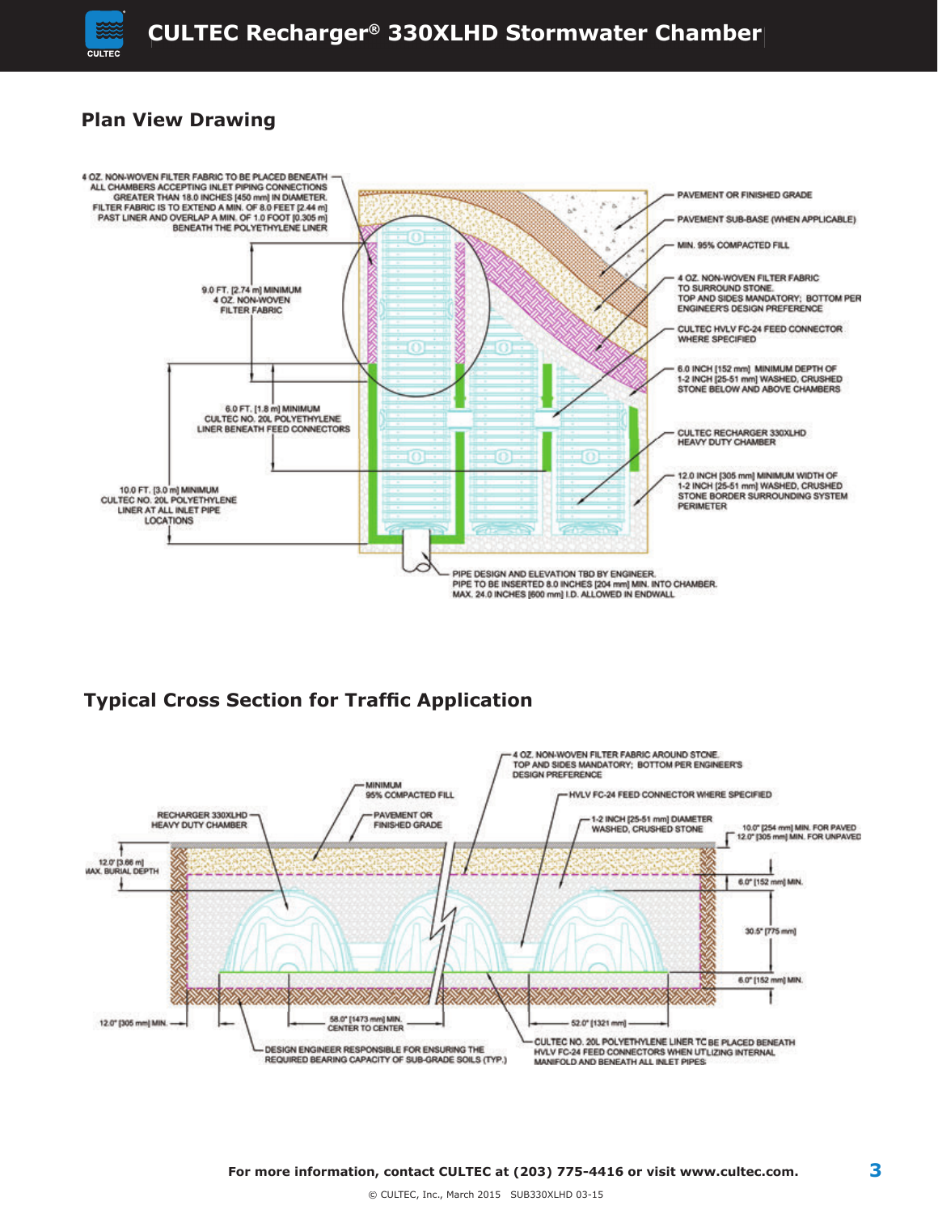## Plan View Drawing

4 OZ. NON-WOVEN FILTER FABRIC TO BE PLACED BENEATH ALL CHAMBERS ACCEPTING INLET PIPING CONNECTIONS GREATER THAN 18.0 INCHES [450 mm] IN DIAMETER. FILTER FABRIC IS TO EXTEND A MIN. OF 8.0 FEET [2.44 m] PAST LINER AND OVERLAP A MIN. OF 1.0 FOOT [0.305 m] BENEATH THE POLYETHYLENE LINER

9.0 FT. [2.74 m] MINIMUM 4 OZ. NON-WOVEN FILTER FABRIC

6.0 FT. [1.8 m] MINIMUM CULTEC NO. 20L POLYETHYLENE LINER BENEATH FEED CONNECTORS

10.0 FT. [3.0 m] MINIMUM CULTEC NO. 20L POLYETHYLENE LINER AT ALL INLET PIPE LOCATIONS

PAVEMENT OR FINISHED GRADE

PAVEMENT SUB-BASE (WHEN APPLICABLE)

MIN. 95% COMPACTED FILL

4 OZ. NON-WOVEN FILTER FABRIC TO SURROUND STONE. TOP AND SIDES MANDATORY; BOTTOM PER ENGINEER'S DESIGN PREFERENCE

CULTEC HVLV FC-24 FEED CONNECTOR WHERE SPECIFIED

6.0 INCH [152 mm] MINIMUM DEPTH OF 1-2 INCH [25-51 mm] WASHED, CRUSHED STONE BELOW AND ABOVE CHAMBERS

CULTEC RECHARGER 330XLHD HEAVY DUTY CHAMBER

12.0 INCH [305 mm] MINIMUM WIDTH OF 1-2 INCH [25-51 mm] WASHED, CRUSHED STONE BORDER SURROUNDING SYSTEM PERIMETER

PIPE DESIGN AND ELEVATION TBD BY ENGINEER. PIPE TO BE INSERTED 8.0 INCHES [204 mm] MIN. INTO CHAMBER. MAX. 24.0 INCHES [600 mm] I.D. ALLOWED IN ENDWALL

## Typical Cross Section for Traffic Application

4 OZ. NON-WOVEN FILTER FABRIC AROUND STONE. TOP AND SIDES MANDATORY; BOTTOM PER ENGINEER'S DESIGN PREFERENCE

MINIMUM 95% COMPACTED FILL

HVLV FC-24 FEED CONNECTOR WHERE SPECIFIED

RECHARGER 330XLHD HEAVY DUTY CHAMBER

PAVEMENT OR FINISHED GRADE

1-2 INCH [25-51 mm] DIAMETER WASHED, CRUSHED STONE

10.0" [254 mm] MIN. FOR PAVED 12.0" [305 mm] MIN. FOR UNPAVED

12.0' [3.66 m] MAX. BURIAL DEPTH

6.0" [152 mm] MIN.

30.5" [775 mm]

6.0" [152 mm] MIN.

12.0" [305 mm] MIN.

58.0" [1473 mm] MIN. CENTER TO CENTER

52.0" [1321 mm]

DESIGN ENGINEER RESPONSIBLE FOR ENSURING THE REQUIRED BEARING CAPACITY OF SUB-GRADE SOILS (TYP.)

CULTEC NO. 20L POLYETHYLENE LINER TO BE PLACED BENEATH HVLV FC-24 FEED CONNECTORS WHEN UTILIZING INTERNAL MANIFOLD AND BENEATH ALL INLET PIPES

For more information, contact CULTEC at (203) 775-4416 or visit www.cultec.com.

© CULTEC, Inc., March 2015 SUB330XLHD 03-15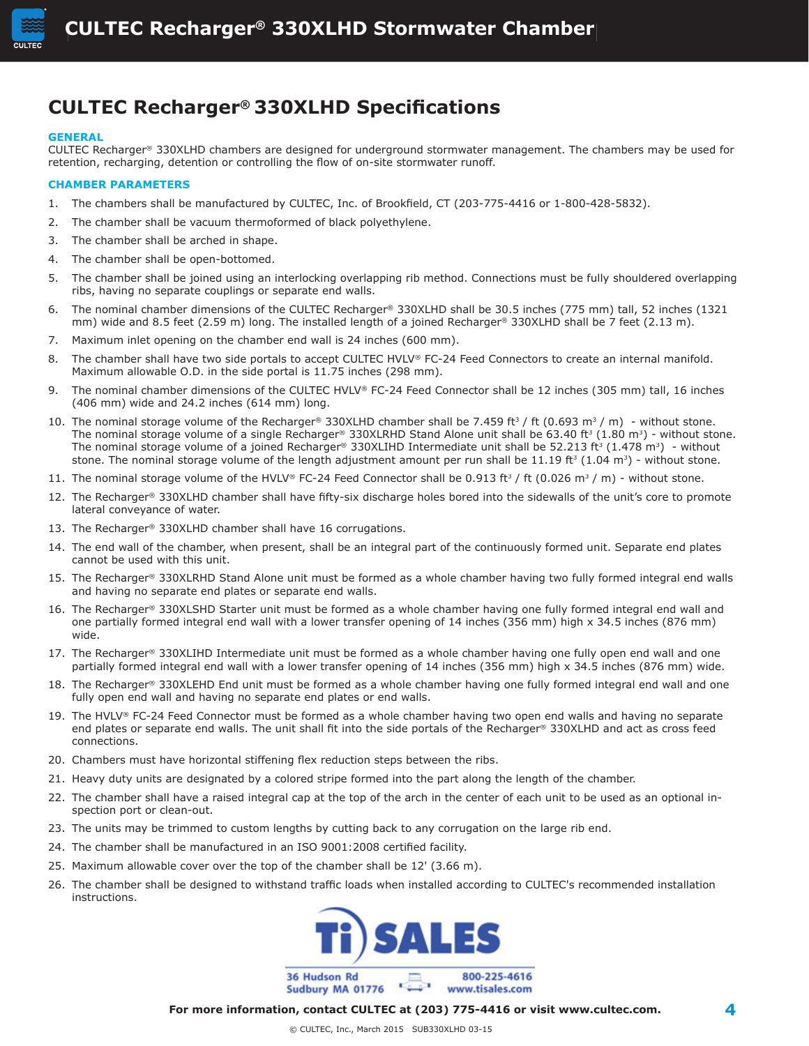# CULTEC Recharger® 330XLHD Specifications

**GENERAL**

CULTEC Recharger® 330XLHD chambers are designed for underground stormwater management. The chambers may be used for retention, recharging, detention or controlling the flow of on-site stormwater runoff.

**CHAMBER PARAMETERS**

1. The chambers shall be manufactured by CULTEC, Inc. of Brookfield, CT (203-775-4416 or 1-800-428-5832).
2. The chamber shall be vacuum thermoformed of black polyethylene.
3. The chamber shall be arched in shape.
4. The chamber shall be open-bottomed.
5. The chamber shall be joined using an interlocking overlapping rib method. Connections must be fully shouldered overlapping ribs, having no separate couplings or separate end walls.
6. The nominal chamber dimensions of the CULTEC Recharger® 330XLHD shall be 30.5 inches (775 mm) tall, 52 inches (1321 mm) wide and 8.5 feet (2.59 m) long. The installed length of a joined Recharger® 330XLHD shall be 7 feet (2.13 m).
7. Maximum inlet opening on the chamber end wall is 24 inches (600 mm).
8. The chamber shall have two side portals to accept CULTEC HVLV® FC-24 Feed Connectors to create an internal manifold. Maximum allowable O.D. in the side portal is 11.75 inches (298 mm).
9. The nominal chamber dimensions of the CULTEC HVLV® FC-24 Feed Connector shall be 12 inches (305 mm) tall, 16 inches (406 mm) wide and 24.2 inches (614 mm) long.
10. The nominal storage volume of the Recharger® 330XLHD chamber shall be 7.459 $ft^3$ / ft (0.693 $m^3$ / m) - without stone. The nominal storage volume of a single Recharger® 330XLRHD Stand Alone unit shall be 63.40 $ft^3$ (1.80 $m^3$) - without stone. The nominal storage volume of a joined Recharger® 330XLIHD Intermediate unit shall be 52.213 $ft^3$ (1.478 $m^3$) - without stone. The nominal storage volume of the length adjustment amount per run shall be 11.19 $ft^3$ (1.04 $m^3$) - without stone.
11. The nominal storage volume of the HVLV® FC-24 Feed Connector shall be 0.913 $ft^3$ / ft (0.026 $m^3$ / m) - without stone.
12. The Recharger® 330XLHD chamber shall have fifty-six discharge holes bored into the sidewalls of the unit's core to promote lateral conveyance of water.
13. The Recharger® 330XLHD chamber shall have 16 corrugations.
14. The end wall of the chamber, when present, shall be an integral part of the continuously formed unit. Separate end plates cannot be used with this unit.
15. The Recharger® 330XLRHD Stand Alone unit must be formed as a whole chamber having two fully formed integral end walls and having no separate end plates or separate end walls.
16. The Recharger® 330XLSHD Starter unit must be formed as a whole chamber having one fully formed integral end wall and one partially formed integral end wall with a lower transfer opening of 14 inches (356 mm) high x 34.5 inches (876 mm) wide.
17. The Recharger® 330XLIHD Intermediate unit must be formed as a whole chamber having one fully open end wall and one partially formed integral end wall with a lower transfer opening of 14 inches (356 mm) high x 34.5 inches (876 mm) wide.
18. The Recharger® 330XLEHD End unit must be formed as a whole chamber having one fully formed integral end wall and one fully open end wall and having no separate end plates or end walls.
19. The HVLV® FC-24 Feed Connector must be formed as a whole chamber having two open end walls and having no separate end plates or separate end walls. The unit shall fit into the side portals of the Recharger® 330XLHD and act as cross feed connections.
20. Chambers must have horizontal stiffening flex reduction steps between the ribs.
21. Heavy duty units are designated by a colored stripe formed into the part along the length of the chamber.
22. The chamber shall have a raised integral cap at the top of the arch in the center of each unit to be used as an optional inspection port or clean-out.
23. The units may be trimmed to custom lengths by cutting back to any corrugation on the large rib end.
24. The chamber shall be manufactured in an ISO 9001:2008 certified facility.
25. Maximum allowable cover over the top of the chamber shall be 12' (3.66 m).
26. The chamber shall be designed to withstand traffic loads when installed according to CULTEC's recommended installation instructions.

Ti SALES

36 Hudson Rd
Sudbury MA 01776

800-225-4616
www.tisales.com

**For more information, contact CULTEC at (203) 775-4416 or visit www.cultec.com.**

© CULTEC, Inc., March 2015 SUB330XLHD 03-15